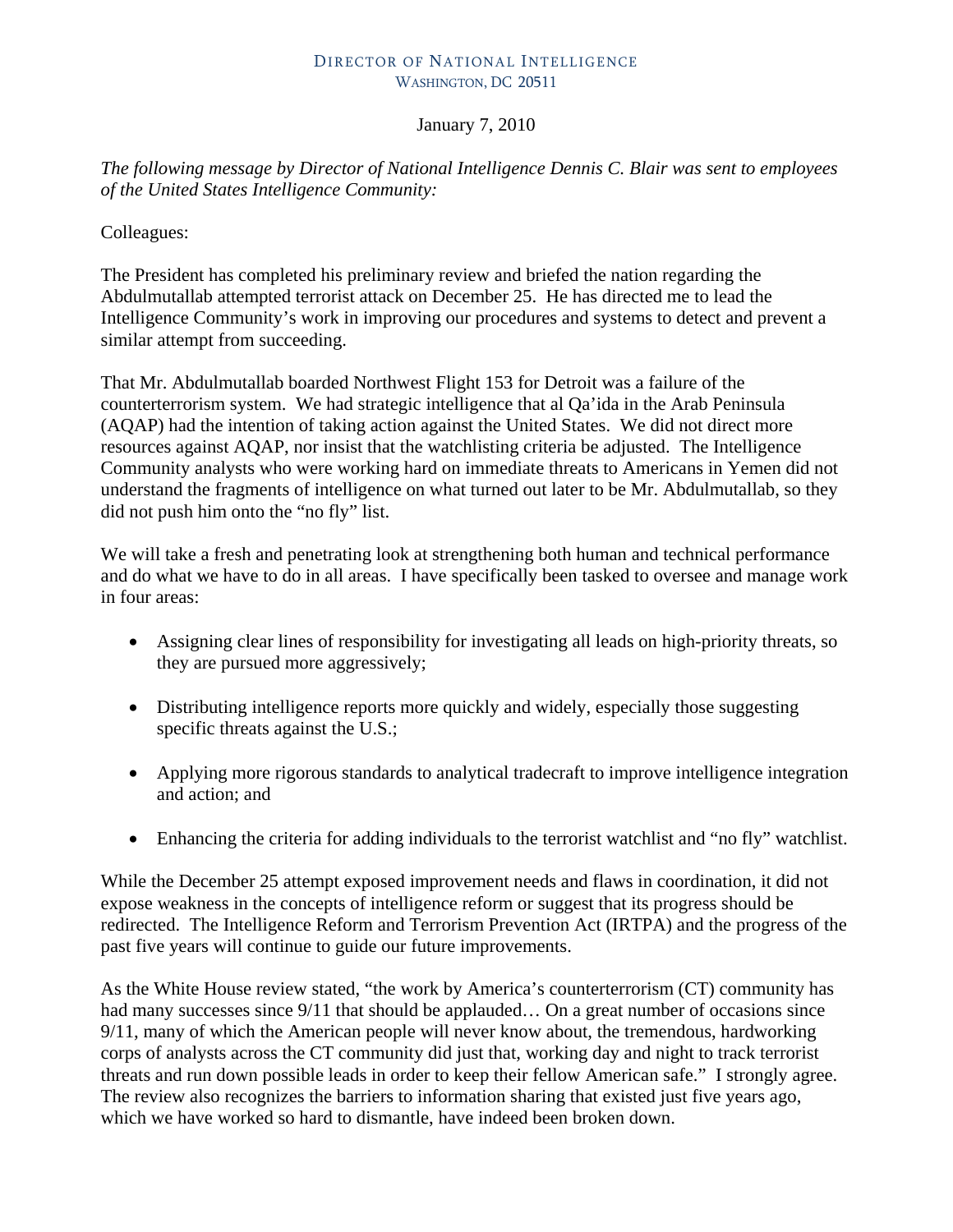DIRECTOR OF NATIONAL INTELLIGENCE
WASHINGTON, DC 20511

January 7, 2010

*The following message by Director of National Intelligence Dennis C. Blair was sent to employees of the United States Intelligence Community:*

Colleagues:

The President has completed his preliminary review and briefed the nation regarding the Abdulmutallab attempted terrorist attack on December 25. He has directed me to lead the Intelligence Community's work in improving our procedures and systems to detect and prevent a similar attempt from succeeding.

That Mr. Abdulmutallab boarded Northwest Flight 153 for Detroit was a failure of the counterterrorism system. We had strategic intelligence that al Qa'ida in the Arab Peninsula (AQAP) had the intention of taking action against the United States. We did not direct more resources against AQAP, nor insist that the watchlisting criteria be adjusted. The Intelligence Community analysts who were working hard on immediate threats to Americans in Yemen did not understand the fragments of intelligence on what turned out later to be Mr. Abdulmutallab, so they did not push him onto the "no fly" list.

We will take a fresh and penetrating look at strengthening both human and technical performance and do what we have to do in all areas. I have specifically been tasked to oversee and manage work in four areas:

- Assigning clear lines of responsibility for investigating all leads on high-priority threats, so they are pursued more aggressively;
- Distributing intelligence reports more quickly and widely, especially those suggesting specific threats against the U.S.;
- Applying more rigorous standards to analytical tradecraft to improve intelligence integration and action; and
- Enhancing the criteria for adding individuals to the terrorist watchlist and "no fly" watchlist.

While the December 25 attempt exposed improvement needs and flaws in coordination, it did not expose weakness in the concepts of intelligence reform or suggest that its progress should be redirected. The Intelligence Reform and Terrorism Prevention Act (IRTPA) and the progress of the past five years will continue to guide our future improvements.

As the White House review stated, "the work by America's counterterrorism (CT) community has had many successes since 9/11 that should be applauded… On a great number of occasions since 9/11, many of which the American people will never know about, the tremendous, hardworking corps of analysts across the CT community did just that, working day and night to track terrorist threats and run down possible leads in order to keep their fellow American safe." I strongly agree. The review also recognizes the barriers to information sharing that existed just five years ago, which we have worked so hard to dismantle, have indeed been broken down.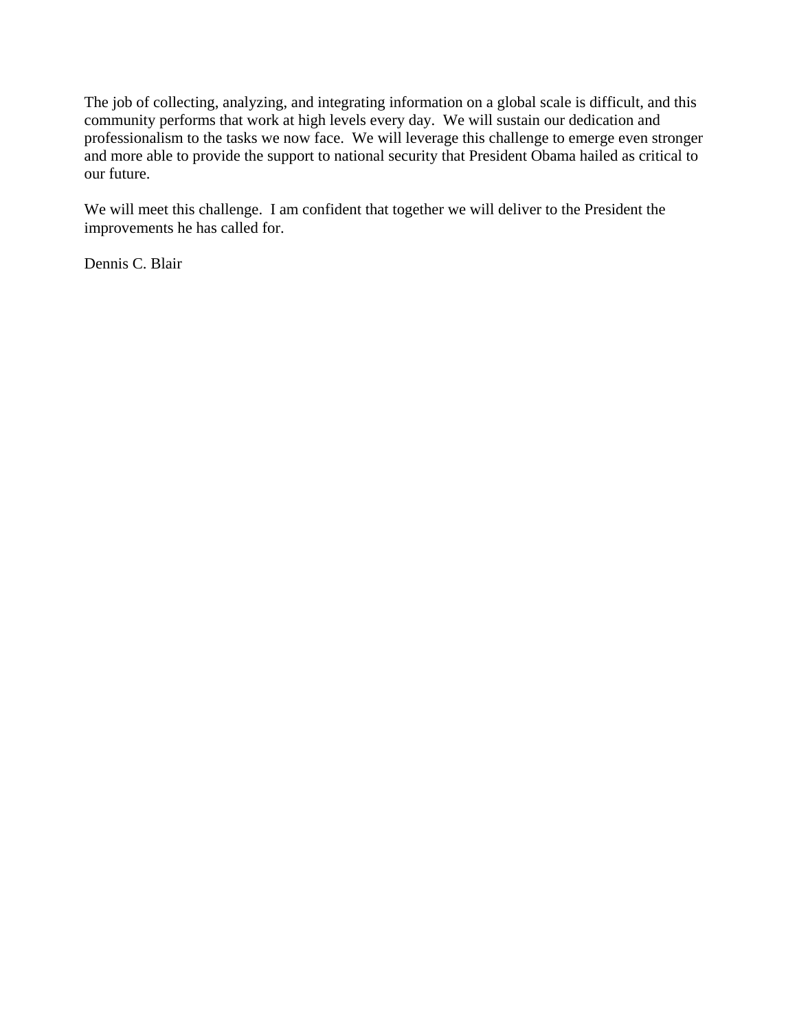The job of collecting, analyzing, and integrating information on a global scale is difficult, and this community performs that work at high levels every day.  We will sustain our dedication and professionalism to the tasks we now face.  We will leverage this challenge to emerge even stronger and more able to provide the support to national security that President Obama hailed as critical to our future.

We will meet this challenge.  I am confident that together we will deliver to the President the improvements he has called for.

Dennis C. Blair